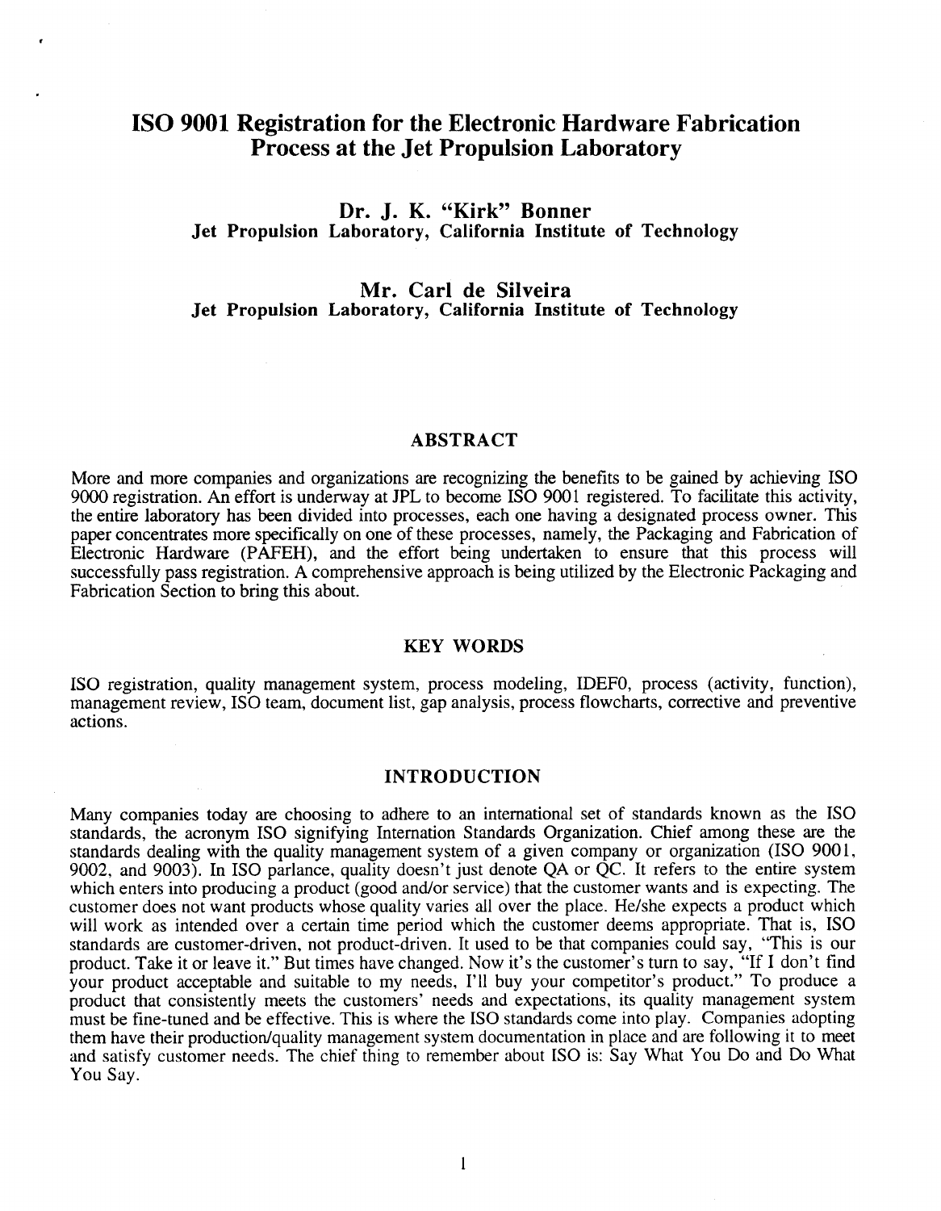# ISO 9001 Registration for the Electronic Hardware Fabrication Process at the Jet Propulsion Laboratory

**Dr. J. K. "Kirk" Bonner**
**Jet Propulsion Laboratory, California Institute of Technology**

**Mr. Carl de Silveira**
**Jet Propulsion Laboratory, California Institute of Technology**

## ABSTRACT

More and more companies and organizations are recognizing the benefits to be gained by achieving ISO 9000 registration. An effort is underway at JPL to become ISO 9001 registered. To facilitate this activity, the entire laboratory has been divided into processes, each one having a designated process owner. This paper concentrates more specifically on one of these processes, namely, the Packaging and Fabrication of Electronic Hardware (PAFEH), and the effort being undertaken to ensure that this process will successfully pass registration. A comprehensive approach is being utilized by the Electronic Packaging and Fabrication Section to bring this about.

## KEY WORDS

ISO registration, quality management system, process modeling, IDEF0, process (activity, function), management review, ISO team, document list, gap analysis, process flowcharts, corrective and preventive actions.

## INTRODUCTION

Many companies today are choosing to adhere to an international set of standards known as the ISO standards, the acronym ISO signifying Internation Standards Organization. Chief among these are the standards dealing with the quality management system of a given company or organization (ISO 9001, 9002, and 9003). In ISO parlance, quality doesn't just denote QA or QC. It refers to the entire system which enters into producing a product (good and/or service) that the customer wants and is expecting. The customer does not want products whose quality varies all over the place. He/she expects a product which will work as intended over a certain time period which the customer deems appropriate. That is, ISO standards are customer-driven, not product-driven. It used to be that companies could say, "This is our product. Take it or leave it." But times have changed. Now it's the customer's turn to say, "If I don't find your product acceptable and suitable to my needs, I'll buy your competitor's product." To produce a product that consistently meets the customers' needs and expectations, its quality management system must be fine-tuned and be effective. This is where the ISO standards come into play. Companies adopting them have their production/quality management system documentation in place and are following it to meet and satisfy customer needs. The chief thing to remember about ISO is: Say What You Do and Do What You Say.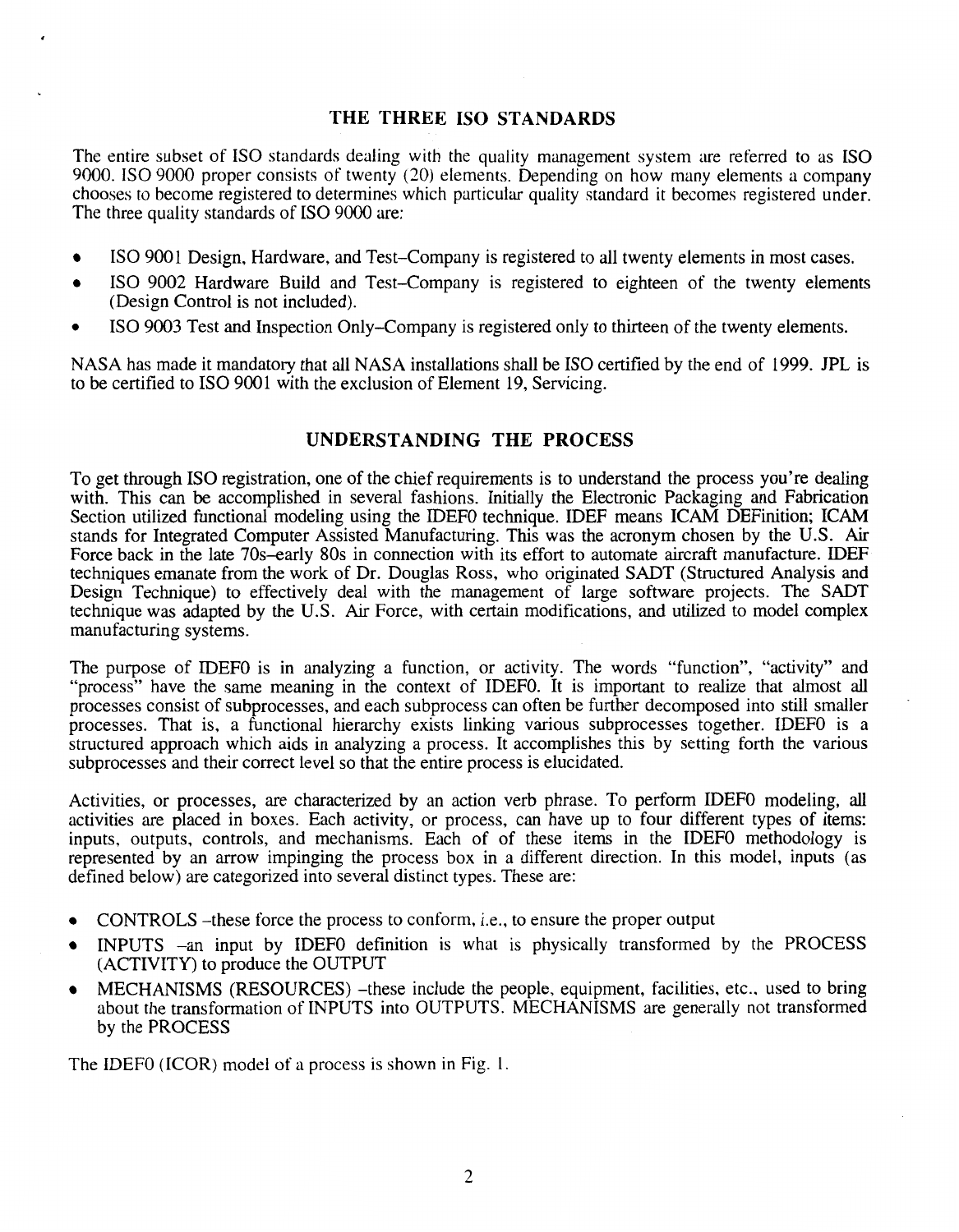## THE THREE ISO STANDARDS

The entire subset of ISO standards dealing with the quality management system are referred to as ISO 9000. ISO 9000 proper consists of twenty (20) elements. Depending on how many elements a company chooses to become registered to determines which particular quality standard it becomes registered under. The three quality standards of ISO 9000 are:

- ISO 9001 Design, Hardware, and Test–Company is registered to all twenty elements in most cases.
- ISO 9002 Hardware Build and Test–Company is registered to eighteen of the twenty elements (Design Control is not included).
- ISO 9003 Test and Inspection Only–Company is registered only to thirteen of the twenty elements.

NASA has made it mandatory that all NASA installations shall be ISO certified by the end of 1999. JPL is to be certified to ISO 9001 with the exclusion of Element 19, Servicing.

## UNDERSTANDING THE PROCESS

To get through ISO registration, one of the chief requirements is to understand the process you're dealing with. This can be accomplished in several fashions. Initially the Electronic Packaging and Fabrication Section utilized functional modeling using the IDEF0 technique. IDEF means ICAM DEFinition; ICAM stands for Integrated Computer Assisted Manufacturing. This was the acronym chosen by the U.S. Air Force back in the late 70s–early 80s in connection with its effort to automate aircraft manufacture. IDEF techniques emanate from the work of Dr. Douglas Ross, who originated SADT (Structured Analysis and Design Technique) to effectively deal with the management of large software projects. The SADT technique was adapted by the U.S. Air Force, with certain modifications, and utilized to model complex manufacturing systems.

The purpose of IDEF0 is in analyzing a function, or activity. The words "function", "activity" and "process" have the same meaning in the context of IDEF0. It is important to realize that almost all processes consist of subprocesses, and each subprocess can often be further decomposed into still smaller processes. That is, a functional hierarchy exists linking various subprocesses together. IDEF0 is a structured approach which aids in analyzing a process. It accomplishes this by setting forth the various subprocesses and their correct level so that the entire process is elucidated.

Activities, or processes, are characterized by an action verb phrase. To perform IDEF0 modeling, all activities are placed in boxes. Each activity, or process, can have up to four different types of items: inputs, outputs, controls, and mechanisms. Each of of these items in the IDEF0 methodology is represented by an arrow impinging the process box in a different direction. In this model, inputs (as defined below) are categorized into several distinct types. These are:

- CONTROLS –these force the process to conform, i.e., to ensure the proper output
- INPUTS –an input by IDEF0 definition is what is physically transformed by the PROCESS (ACTIVITY) to produce the OUTPUT
- MECHANISMS (RESOURCES) –these include the people, equipment, facilities, etc., used to bring about the transformation of INPUTS into OUTPUTS. MECHANISMS are generally not transformed by the PROCESS

The IDEF0 (ICOR) model of a process is shown in Fig. 1.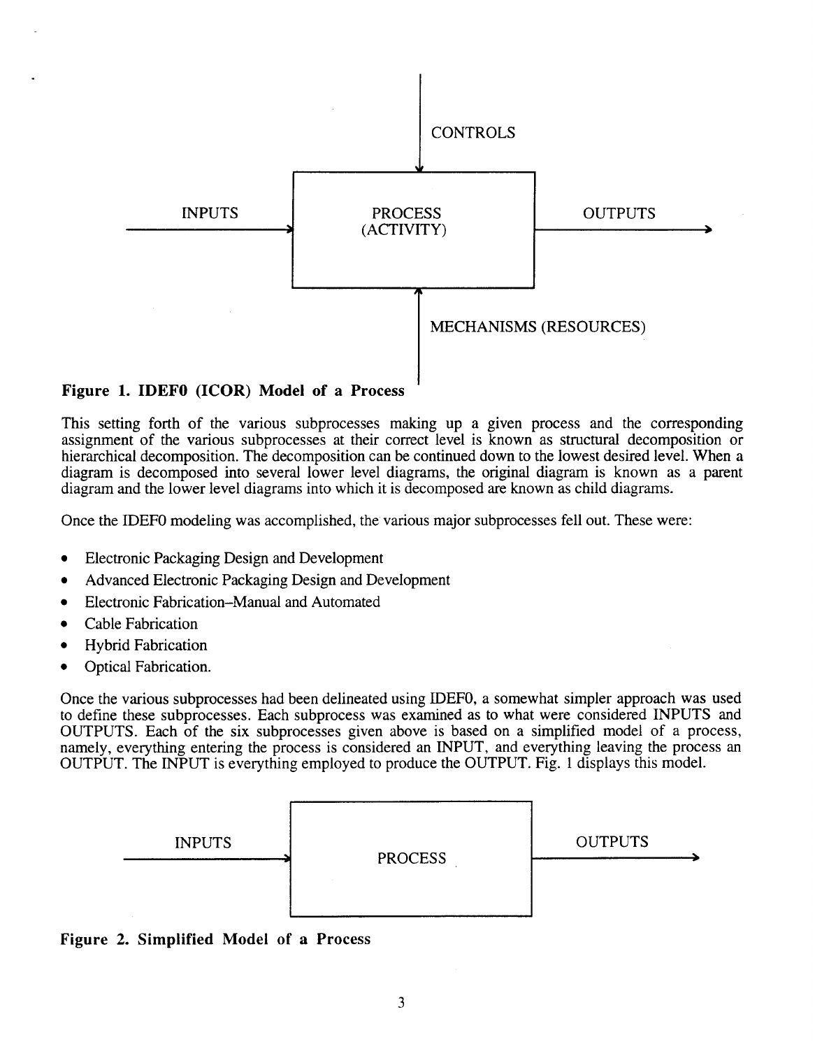CONTROLS

INPUTS

PROCESS (ACTIVITY)

OUTPUTS

MECHANISMS (RESOURCES)

**Figure 1. IDEF0 (ICOR) Model of a Process**

This setting forth of the various subprocesses making up a given process and the corresponding assignment of the various subprocesses at their correct level is known as structural decomposition or hierarchical decomposition. The decomposition can be continued down to the lowest desired level. When a diagram is decomposed into several lower level diagrams, the original diagram is known as a parent diagram and the lower level diagrams into which it is decomposed are known as child diagrams.

Once the IDEF0 modeling was accomplished, the various major subprocesses fell out. These were:

- Electronic Packaging Design and Development
- Advanced Electronic Packaging Design and Development
- Electronic Fabrication–Manual and Automated
- Cable Fabrication
- Hybrid Fabrication
- Optical Fabrication.

Once the various subprocesses had been delineated using IDEF0, a somewhat simpler approach was used to define these subprocesses. Each subprocess was examined as to what were considered INPUTS and OUTPUTS. Each of the six subprocesses given above is based on a simplified model of a process, namely, everything entering the process is considered an INPUT, and everything leaving the process an OUTPUT. The INPUT is everything employed to produce the OUTPUT. Fig. 1 displays this model.

INPUTS

PROCESS

OUTPUTS

**Figure 2. Simplified Model of a Process**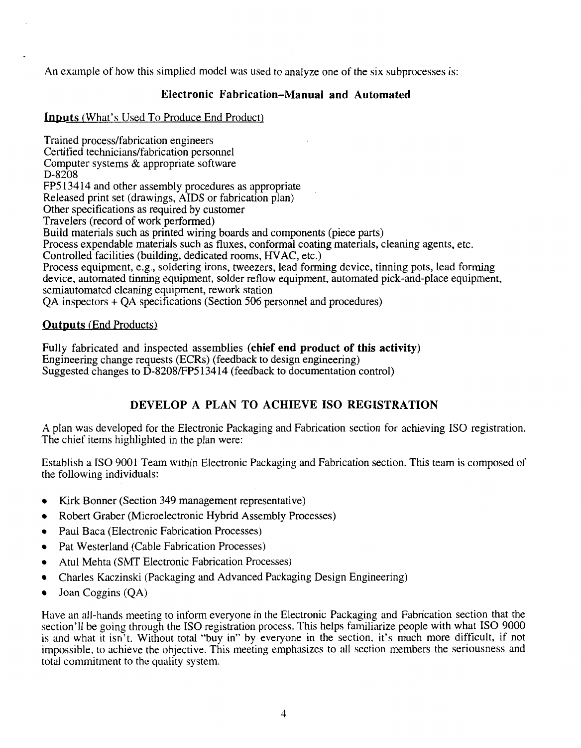An example of how this simplied model was used to analyze one of the six subprocesses is:

## Electronic Fabrication–Manual and Automated

**Inputs** (What's Used To Produce End Product)

Trained process/fabrication engineers
Certified technicians/fabrication personnel
Computer systems & appropriate software
D-8208
FP513414 and other assembly procedures as appropriate
Released print set (drawings, AIDS or fabrication plan)
Other specifications as required by customer
Travelers (record of work performed)
Build materials such as printed wiring boards and components (piece parts)
Process expendable materials such as fluxes, conformal coating materials, cleaning agents, etc.
Controlled facilities (building, dedicated rooms, HVAC, etc.)
Process equipment, e.g., soldering irons, tweezers, lead forming device, tinning pots, lead forming device, automated tinning equipment, solder reflow equipment, automated pick-and-place equipment, semiautomated cleaning equipment, rework station
QA inspectors + QA specifications (Section 506 personnel and procedures)

**Outputs** (End Products)

Fully fabricated and inspected assemblies **(chief end product of this activity)**
Engineering change requests (ECRs) (feedback to design engineering)
Suggested changes to D-8208/FP513414 (feedback to documentation control)

## DEVELOP A PLAN TO ACHIEVE ISO REGISTRATION

A plan was developed for the Electronic Packaging and Fabrication section for achieving ISO registration. The chief items highlighted in the plan were:

Establish a ISO 9001 Team within Electronic Packaging and Fabrication section. This team is composed of the following individuals:

- Kirk Bonner (Section 349 management representative)
- Robert Graber (Microelectronic Hybrid Assembly Processes)
- Paul Baca (Electronic Fabrication Processes)
- Pat Westerland (Cable Fabrication Processes)
- Atul Mehta (SMT Electronic Fabrication Processes)
- Charles Kaczinski (Packaging and Advanced Packaging Design Engineering)
- Joan Coggins (QA)

Have an all-hands meeting to inform everyone in the Electronic Packaging and Fabrication section that the section'll be going through the ISO registration process. This helps familiarize people with what ISO 9000 is and what it isn't. Without total "buy in" by everyone in the section, it's much more difficult, if not impossible, to achieve the objective. This meeting emphasizes to all section members the seriousness and total commitment to the quality system.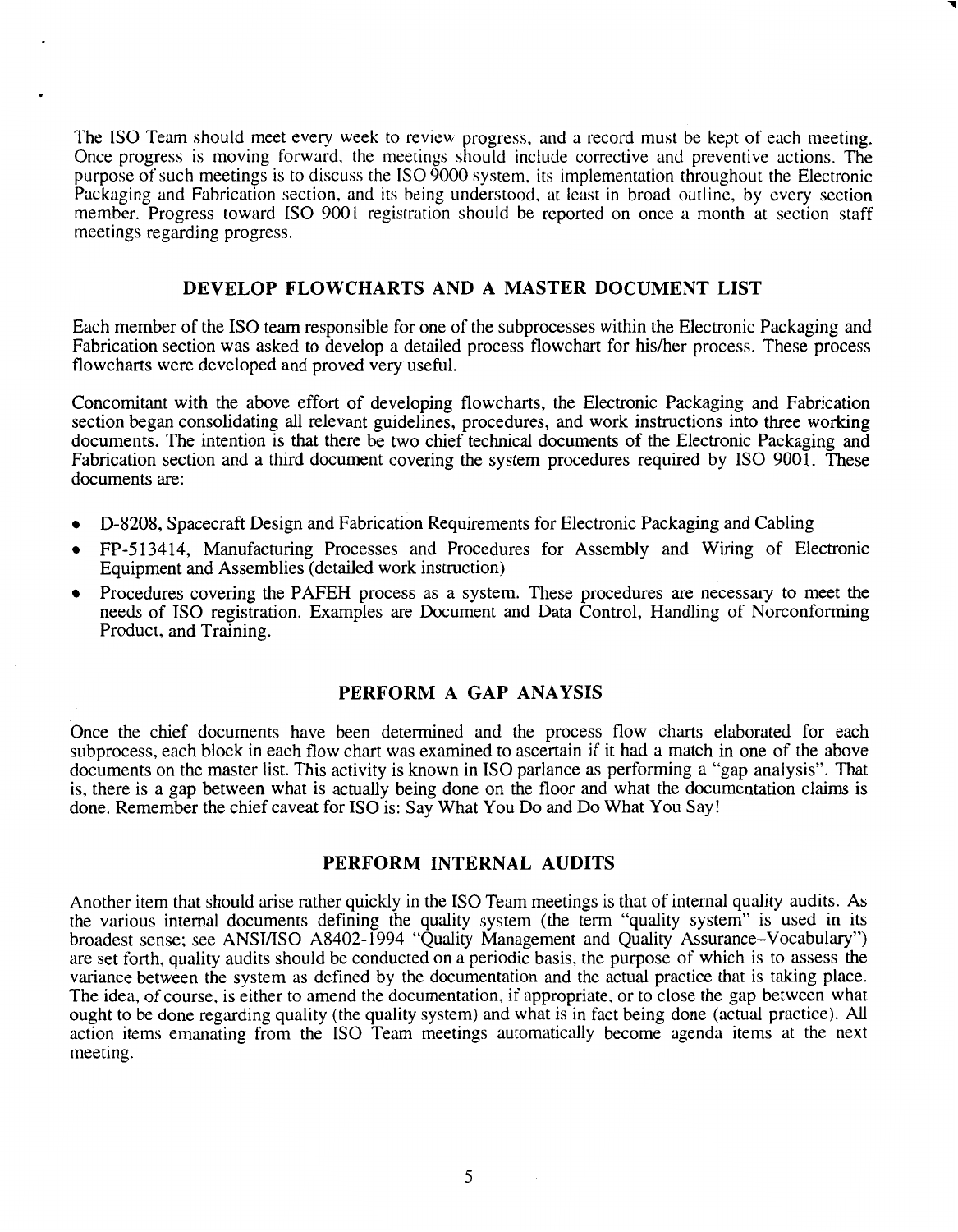The ISO Team should meet every week to review progress, and a record must be kept of each meeting. Once progress is moving forward, the meetings should include corrective and preventive actions. The purpose of such meetings is to discuss the ISO 9000 system, its implementation throughout the Electronic Packaging and Fabrication section, and its being understood, at least in broad outline, by every section member. Progress toward ISO 9001 registration should be reported on once a month at section staff meetings regarding progress.

## DEVELOP FLOWCHARTS AND A MASTER DOCUMENT LIST

Each member of the ISO team responsible for one of the subprocesses within the Electronic Packaging and Fabrication section was asked to develop a detailed process flowchart for his/her process. These process flowcharts were developed and proved very useful.

Concomitant with the above effort of developing flowcharts, the Electronic Packaging and Fabrication section began consolidating all relevant guidelines, procedures, and work instructions into three working documents. The intention is that there be two chief technical documents of the Electronic Packaging and Fabrication section and a third document covering the system procedures required by ISO 9001. These documents are:

- D-8208, Spacecraft Design and Fabrication Requirements for Electronic Packaging and Cabling
- FP-513414, Manufacturing Processes and Procedures for Assembly and Wiring of Electronic Equipment and Assemblies (detailed work instruction)
- Procedures covering the PAFEH process as a system. These procedures are necessary to meet the needs of ISO registration. Examples are Document and Data Control, Handling of Norconforming Product, and Training.

## PERFORM A GAP ANAYSIS

Once the chief documents have been determined and the process flow charts elaborated for each subprocess, each block in each flow chart was examined to ascertain if it had a match in one of the above documents on the master list. This activity is known in ISO parlance as performing a "gap analysis". That is, there is a gap between what is actually being done on the floor and what the documentation claims is done. Remember the chief caveat for ISO is: Say What You Do and Do What You Say!

## PERFORM INTERNAL AUDITS

Another item that should arise rather quickly in the ISO Team meetings is that of internal quality audits. As the various internal documents defining the quality system (the term "quality system" is used in its broadest sense; see ANSI/ISO A8402-1994 "Quality Management and Quality Assurance–Vocabulary") are set forth, quality audits should be conducted on a periodic basis, the purpose of which is to assess the variance between the system as defined by the documentation and the actual practice that is taking place. The idea, of course, is either to amend the documentation, if appropriate, or to close the gap between what ought to be done regarding quality (the quality system) and what is in fact being done (actual practice). All action items emanating from the ISO Team meetings automatically become agenda items at the next meeting.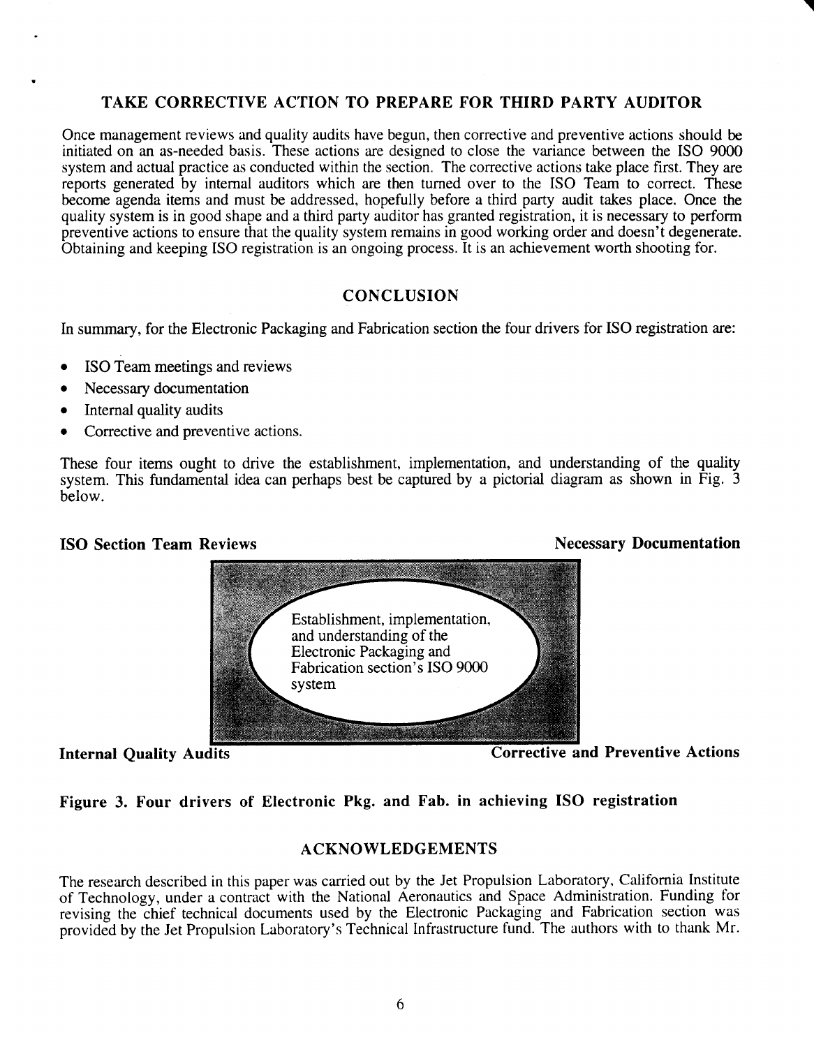## TAKE CORRECTIVE ACTION TO PREPARE FOR THIRD PARTY AUDITOR

Once management reviews and quality audits have begun, then corrective and preventive actions should be initiated on an as-needed basis. These actions are designed to close the variance between the ISO 9000 system and actual practice as conducted within the section. The corrective actions take place first. They are reports generated by internal auditors which are then turned over to the ISO Team to correct. These become agenda items and must be addressed, hopefully before a third party auditor takes place. Once the quality system is in good shape and a third party auditor has granted registration, it is necessary to perform preventive actions to ensure that the quality system remains in good working order and doesn't degenerate. Obtaining and keeping ISO registration is an ongoing process. It is an achievement worth shooting for.

## CONCLUSION

In summary, for the Electronic Packaging and Fabrication section the four drivers for ISO registration are:

- ISO Team meetings and reviews
- Necessary documentation
- Internal quality audits
- Corrective and preventive actions.

These four items ought to drive the establishment, implementation, and understanding of the quality system. This fundamental idea can perhaps best be captured by a pictorial diagram as shown in Fig. 3 below.

**ISO Section Team Reviews**

**Necessary Documentation**

Establishment, implementation, and understanding of the Electronic Packaging and Fabrication section's ISO 9000 system

**Internal Quality Audits**

**Corrective and Preventive Actions**

**Figure 3. Four drivers of Electronic Pkg. and Fab. in achieving ISO registration**

## ACKNOWLEDGEMENTS

The research described in this paper was carried out by the Jet Propulsion Laboratory, California Institute of Technology, under a contract with the National Aeronautics and Space Administration. Funding for revising the chief technical documents used by the Electronic Packaging and Fabrication section was provided by the Jet Propulsion Laboratory's Technical Infrastructure fund. The authors with to thank Mr.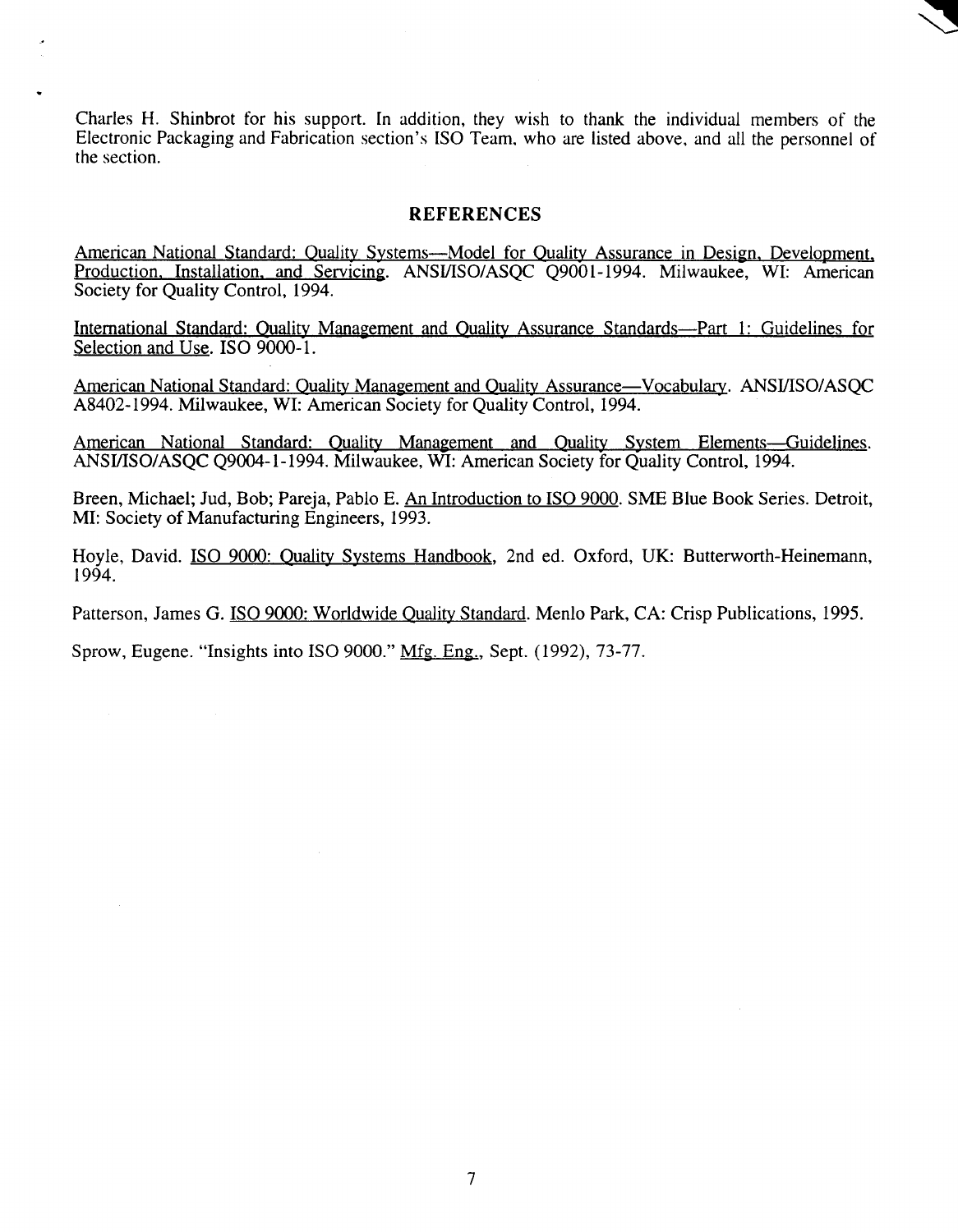Charles H. Shinbrot for his support. In addition, they wish to thank the individual members of the Electronic Packaging and Fabrication section's ISO Team, who are listed above, and all the personnel of the section.

## REFERENCES

American National Standard: Quality Systems—Model for Quality Assurance in Design, Development, Production, Installation, and Servicing. ANSI/ISO/ASQC Q9001-1994. Milwaukee, WI: American Society for Quality Control, 1994.

International Standard: Quality Management and Quality Assurance Standards—Part 1: Guidelines for Selection and Use. ISO 9000-1.

American National Standard: Quality Management and Quality Assurance—Vocabulary. ANSI/ISO/ASQC A8402-1994. Milwaukee, WI: American Society for Quality Control, 1994.

American National Standard: Quality Management and Quality System Elements—Guidelines. ANSI/ISO/ASQC Q9004-1-1994. Milwaukee, WI: American Society for Quality Control, 1994.

Breen, Michael; Jud, Bob; Pareja, Pablo E. An Introduction to ISO 9000. SME Blue Book Series. Detroit, MI: Society of Manufacturing Engineers, 1993.

Hoyle, David. ISO 9000: Quality Systems Handbook, 2nd ed. Oxford, UK: Butterworth-Heinemann, 1994.

Patterson, James G. ISO 9000: Worldwide Quality Standard. Menlo Park, CA: Crisp Publications, 1995.

Sprow, Eugene. "Insights into ISO 9000." Mfg. Eng., Sept. (1992), 73-77.